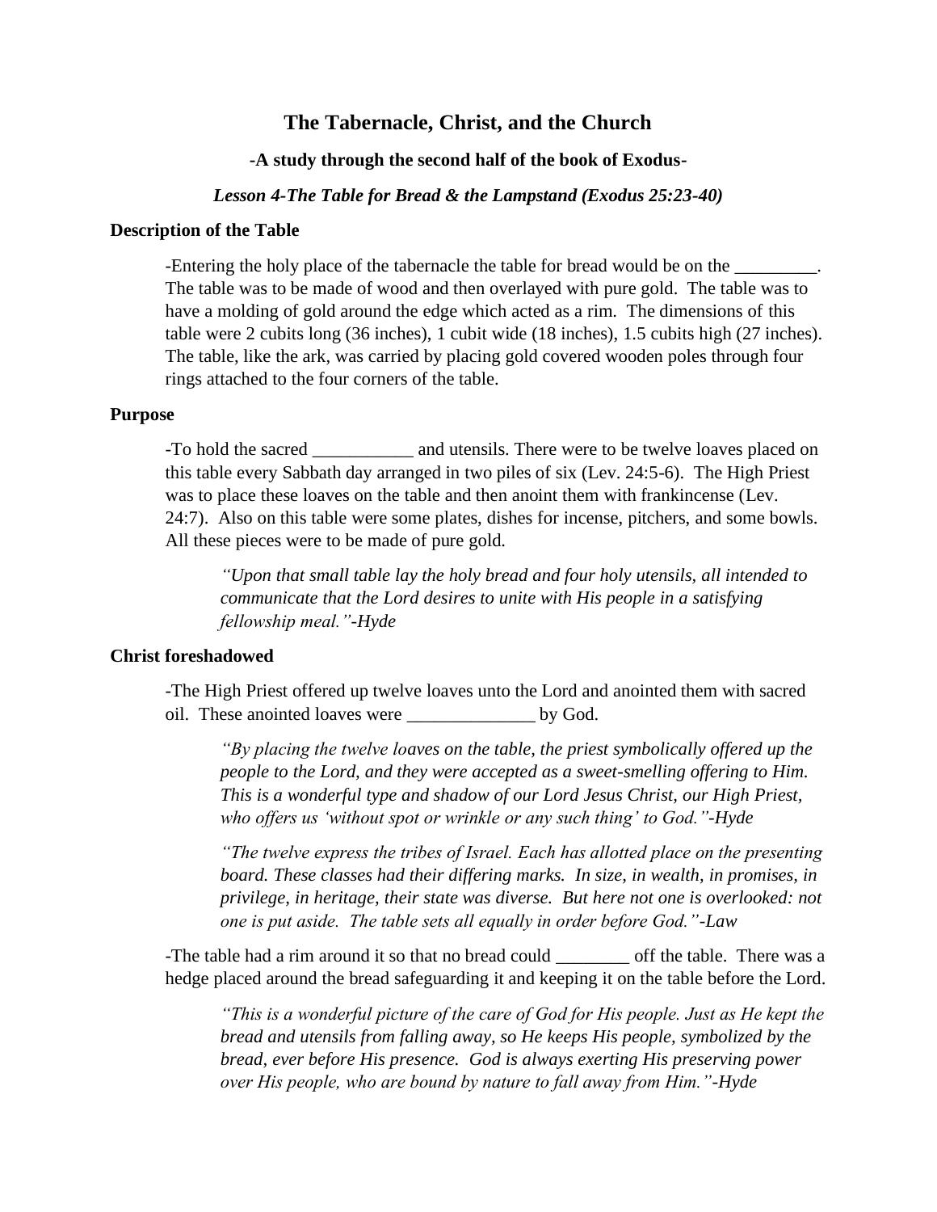# The Tabernacle, Christ, and the Church

### -A study through the second half of the book of Exodus-

### *Lesson 4-The Table for Bread & the Lampstand (Exodus 25:23-40)*

**Description of the Table**

-Entering the holy place of the tabernacle the table for bread would be on the _________. The table was to be made of wood and then overlayed with pure gold. The table was to have a molding of gold around the edge which acted as a rim. The dimensions of this table were 2 cubits long (36 inches), 1 cubit wide (18 inches), 1.5 cubits high (27 inches). The table, like the ark, was carried by placing gold covered wooden poles through four rings attached to the four corners of the table.

**Purpose**

-To hold the sacred ___________ and utensils. There were to be twelve loaves placed on this table every Sabbath day arranged in two piles of six (Lev. 24:5-6). The High Priest was to place these loaves on the table and then anoint them with frankincense (Lev. 24:7). Also on this table were some plates, dishes for incense, pitchers, and some bowls. All these pieces were to be made of pure gold.

> *"Upon that small table lay the holy bread and four holy utensils, all intended to communicate that the Lord desires to unite with His people in a satisfying fellowship meal."-Hyde*

**Christ foreshadowed**

-The High Priest offered up twelve loaves unto the Lord and anointed them with sacred oil. These anointed loaves were ______________ by God.

> *"By placing the twelve loaves on the table, the priest symbolically offered up the people to the Lord, and they were accepted as a sweet-smelling offering to Him. This is a wonderful type and shadow of our Lord Jesus Christ, our High Priest, who offers us 'without spot or wrinkle or any such thing' to God."-Hyde*

> *"The twelve express the tribes of Israel. Each has allotted place on the presenting board. These classes had their differing marks. In size, in wealth, in promises, in privilege, in heritage, their state was diverse. But here not one is overlooked: not one is put aside. The table sets all equally in order before God."-Law*

-The table had a rim around it so that no bread could ________ off the table. There was a hedge placed around the bread safeguarding it and keeping it on the table before the Lord.

> *"This is a wonderful picture of the care of God for His people. Just as He kept the bread and utensils from falling away, so He keeps His people, symbolized by the bread, ever before His presence. God is always exerting His preserving power over His people, who are bound by nature to fall away from Him."-Hyde*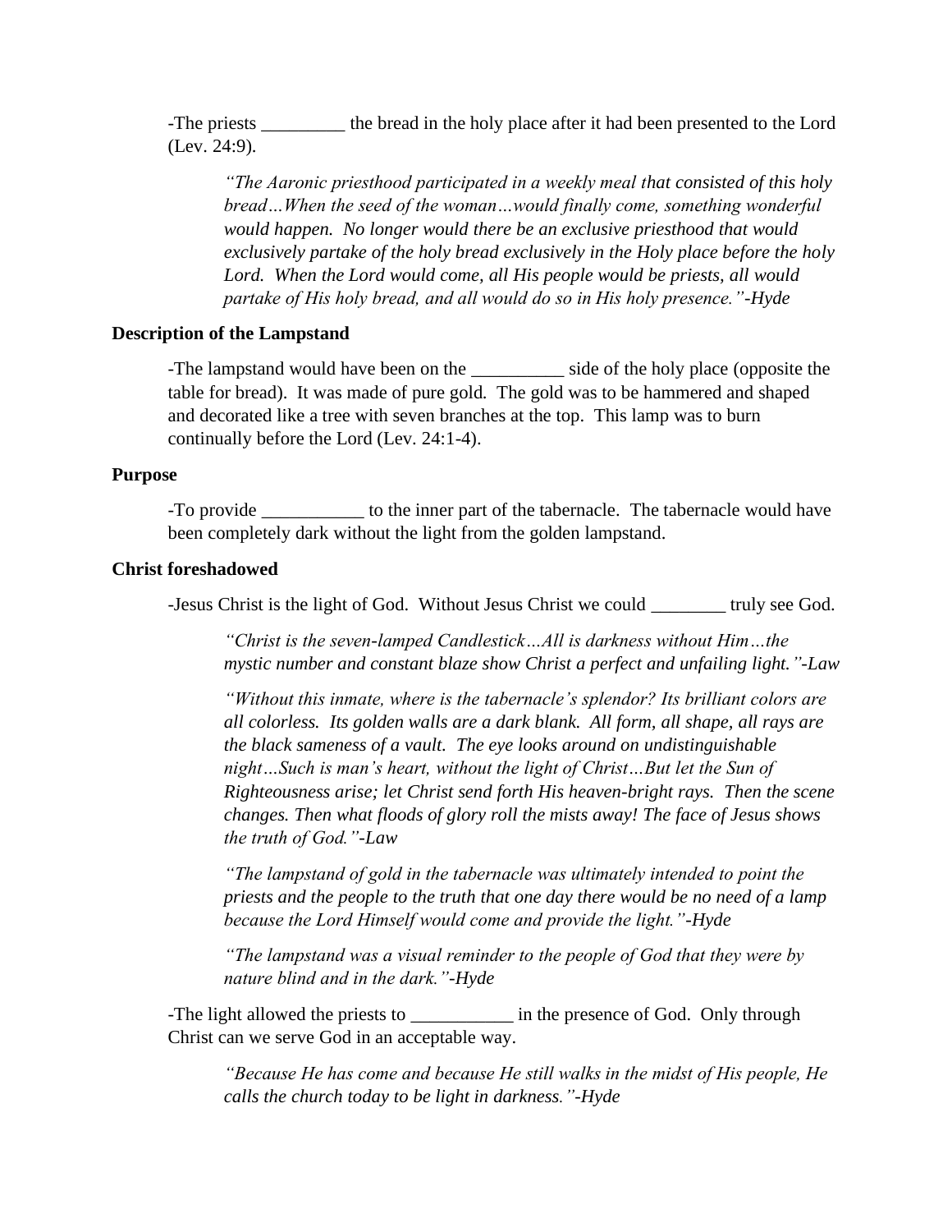-The priests _________ the bread in the holy place after it had been presented to the Lord (Lev. 24:9).

> *"The Aaronic priesthood participated in a weekly meal that consisted of this holy bread…When the seed of the woman…would finally come, something wonderful would happen. No longer would there be an exclusive priesthood that would exclusively partake of the holy bread exclusively in the Holy place before the holy Lord. When the Lord would come, all His people would be priests, all would partake of His holy bread, and all would do so in His holy presence."-Hyde*

**Description of the Lampstand**

-The lampstand would have been on the __________ side of the holy place (opposite the table for bread). It was made of pure gold. The gold was to be hammered and shaped and decorated like a tree with seven branches at the top. This lamp was to burn continually before the Lord (Lev. 24:1-4).

**Purpose**

-To provide ___________ to the inner part of the tabernacle. The tabernacle would have been completely dark without the light from the golden lampstand.

**Christ foreshadowed**

-Jesus Christ is the light of God. Without Jesus Christ we could ________ truly see God.

> *"Christ is the seven-lamped Candlestick…All is darkness without Him…the mystic number and constant blaze show Christ a perfect and unfailing light."-Law*

> *"Without this inmate, where is the tabernacle's splendor? Its brilliant colors are all colorless. Its golden walls are a dark blank. All form, all shape, all rays are the black sameness of a vault. The eye looks around on undistinguishable night…Such is man's heart, without the light of Christ…But let the Sun of Righteousness arise; let Christ send forth His heaven-bright rays. Then the scene changes. Then what floods of glory roll the mists away! The face of Jesus shows the truth of God."-Law*

> *"The lampstand of gold in the tabernacle was ultimately intended to point the priests and the people to the truth that one day there would be no need of a lamp because the Lord Himself would come and provide the light."-Hyde*

> *"The lampstand was a visual reminder to the people of God that they were by nature blind and in the dark."-Hyde*

-The light allowed the priests to ___________ in the presence of God. Only through Christ can we serve God in an acceptable way.

> *"Because He has come and because He still walks in the midst of His people, He calls the church today to be light in darkness."-Hyde*